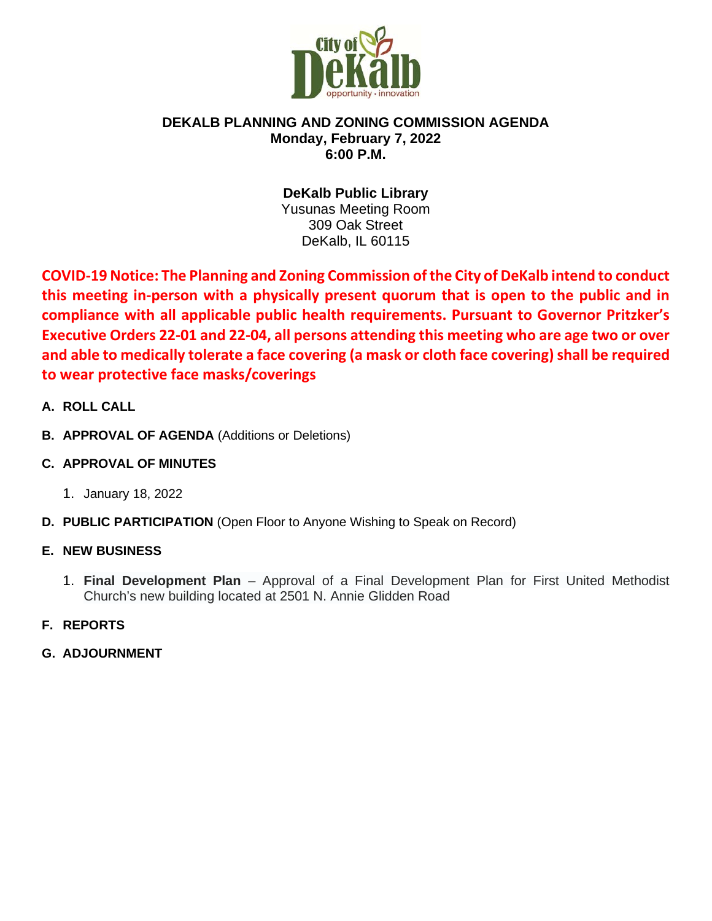# DEKALB PLANNING AND ZONING COMMISSION AGENDA

**Monday, February 7, 2022**
**6:00 P.M.**

**DeKalb Public Library**
Yusunas Meeting Room
309 Oak Street
DeKalb, IL 60115

**COVID-19 Notice: The Planning and Zoning Commission of the City of DeKalb intend to conduct this meeting in-person with a physically present quorum that is open to the public and in compliance with all applicable public health requirements. Pursuant to Governor Pritzker's Executive Orders 22-01 and 22-04, all persons attending this meeting who are age two or over and able to medically tolerate a face covering (a mask or cloth face covering) shall be required to wear protective face masks/coverings**

**A. ROLL CALL**

**B. APPROVAL OF AGENDA** (Additions or Deletions)

**C. APPROVAL OF MINUTES**

1. January 18, 2022

**D. PUBLIC PARTICIPATION** (Open Floor to Anyone Wishing to Speak on Record)

**E. NEW BUSINESS**

1. **Final Development Plan** – Approval of a Final Development Plan for First United Methodist Church's new building located at 2501 N. Annie Glidden Road

**F. REPORTS**

**G. ADJOURNMENT**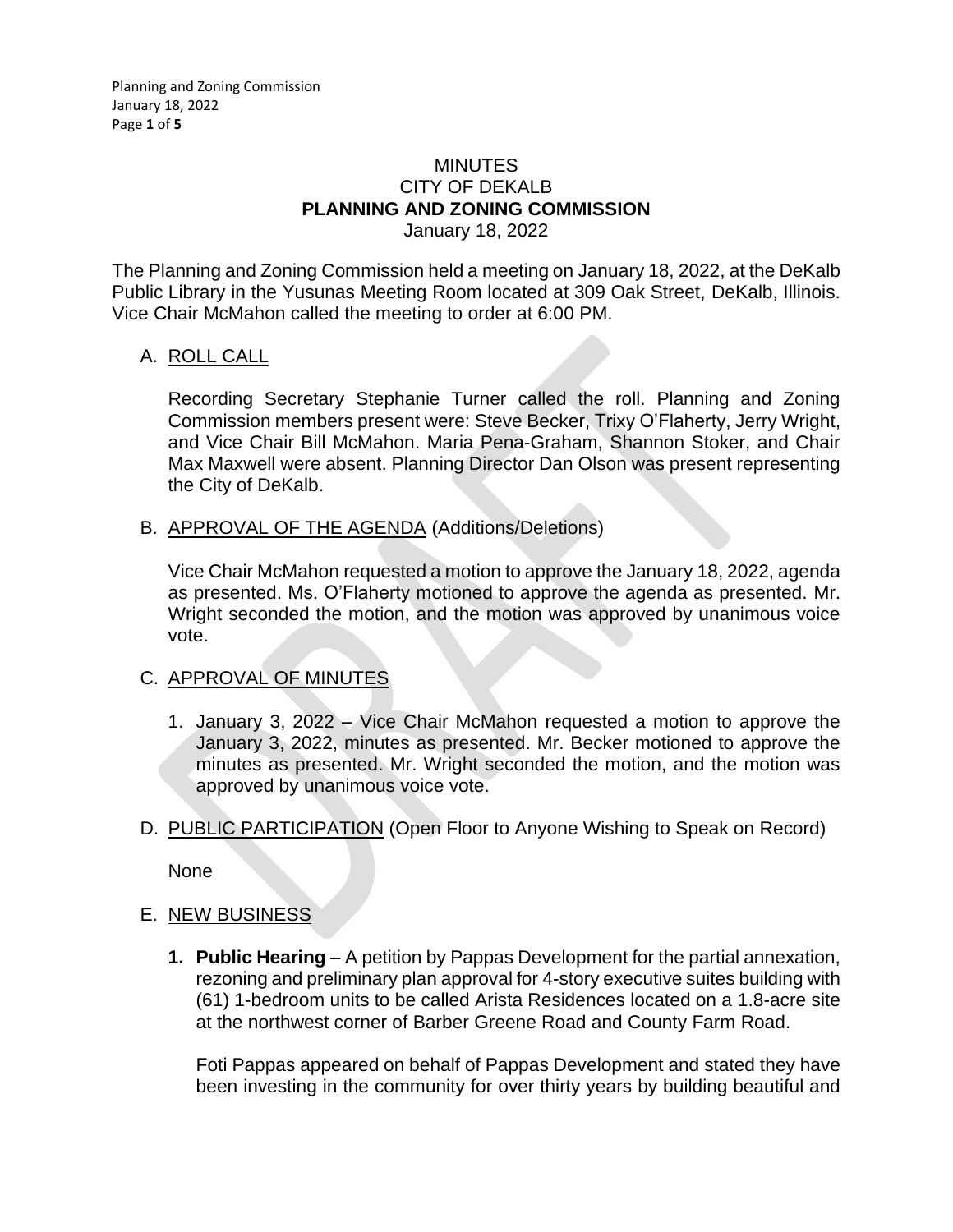# MINUTES
# CITY OF DEKALB
# PLANNING AND ZONING COMMISSION
January 18, 2022

The Planning and Zoning Commission held a meeting on January 18, 2022, at the DeKalb Public Library in the Yusunas Meeting Room located at 309 Oak Street, DeKalb, Illinois. Vice Chair McMahon called the meeting to order at 6:00 PM.

A. ROLL CALL

Recording Secretary Stephanie Turner called the roll. Planning and Zoning Commission members present were: Steve Becker, Trixy O'Flaherty, Jerry Wright, and Vice Chair Bill McMahon. Maria Pena-Graham, Shannon Stoker, and Chair Max Maxwell were absent. Planning Director Dan Olson was present representing the City of DeKalb.

B. APPROVAL OF THE AGENDA (Additions/Deletions)

Vice Chair McMahon requested a motion to approve the January 18, 2022, agenda as presented. Ms. O'Flaherty motioned to approve the agenda as presented. Mr. Wright seconded the motion, and the motion was approved by unanimous voice vote.

C. APPROVAL OF MINUTES

1. January 3, 2022 – Vice Chair McMahon requested a motion to approve the January 3, 2022, minutes as presented. Mr. Becker motioned to approve the minutes as presented. Mr. Wright seconded the motion, and the motion was approved by unanimous voice vote.

D. PUBLIC PARTICIPATION (Open Floor to Anyone Wishing to Speak on Record)

None

E. NEW BUSINESS

1. **Public Hearing** – A petition by Pappas Development for the partial annexation, rezoning and preliminary plan approval for 4-story executive suites building with (61) 1-bedroom units to be called Arista Residences located on a 1.8-acre site at the northwest corner of Barber Greene Road and County Farm Road.

   Foti Pappas appeared on behalf of Pappas Development and stated they have been investing in the community for over thirty years by building beautiful and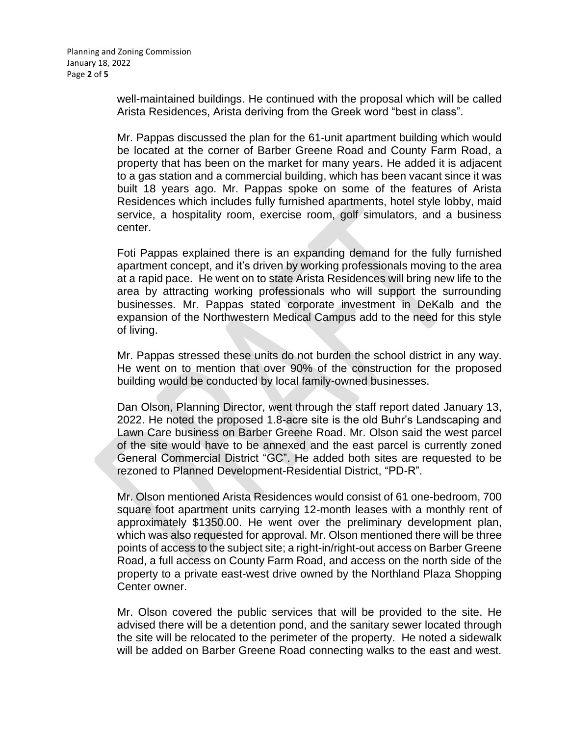well-maintained buildings. He continued with the proposal which will be called Arista Residences, Arista deriving from the Greek word "best in class".

Mr. Pappas discussed the plan for the 61-unit apartment building which would be located at the corner of Barber Greene Road and County Farm Road, a property that has been on the market for many years. He added it is adjacent to a gas station and a commercial building, which has been vacant since it was built 18 years ago. Mr. Pappas spoke on some of the features of Arista Residences which includes fully furnished apartments, hotel style lobby, maid service, a hospitality room, exercise room, golf simulators, and a business center.

Foti Pappas explained there is an expanding demand for the fully furnished apartment concept, and it's driven by working professionals moving to the area at a rapid pace. He went on to state Arista Residences will bring new life to the area by attracting working professionals who will support the surrounding businesses. Mr. Pappas stated corporate investment in DeKalb and the expansion of the Northwestern Medical Campus add to the need for this style of living.

Mr. Pappas stressed these units do not burden the school district in any way. He went on to mention that over 90% of the construction for the proposed building would be conducted by local family-owned businesses.

Dan Olson, Planning Director, went through the staff report dated January 13, 2022. He noted the proposed 1.8-acre site is the old Buhr's Landscaping and Lawn Care business on Barber Greene Road. Mr. Olson said the west parcel of the site would have to be annexed and the east parcel is currently zoned General Commercial District "GC". He added both sites are requested to be rezoned to Planned Development-Residential District, "PD-R".

Mr. Olson mentioned Arista Residences would consist of 61 one-bedroom, 700 square foot apartment units carrying 12-month leases with a monthly rent of approximately $1350.00. He went over the preliminary development plan, which was also requested for approval. Mr. Olson mentioned there will be three points of access to the subject site; a right-in/right-out access on Barber Greene Road, a full access on County Farm Road, and access on the north side of the property to a private east-west drive owned by the Northland Plaza Shopping Center owner.

Mr. Olson covered the public services that will be provided to the site. He advised there will be a detention pond, and the sanitary sewer located through the site will be relocated to the perimeter of the property. He noted a sidewalk will be added on Barber Greene Road connecting walks to the east and west.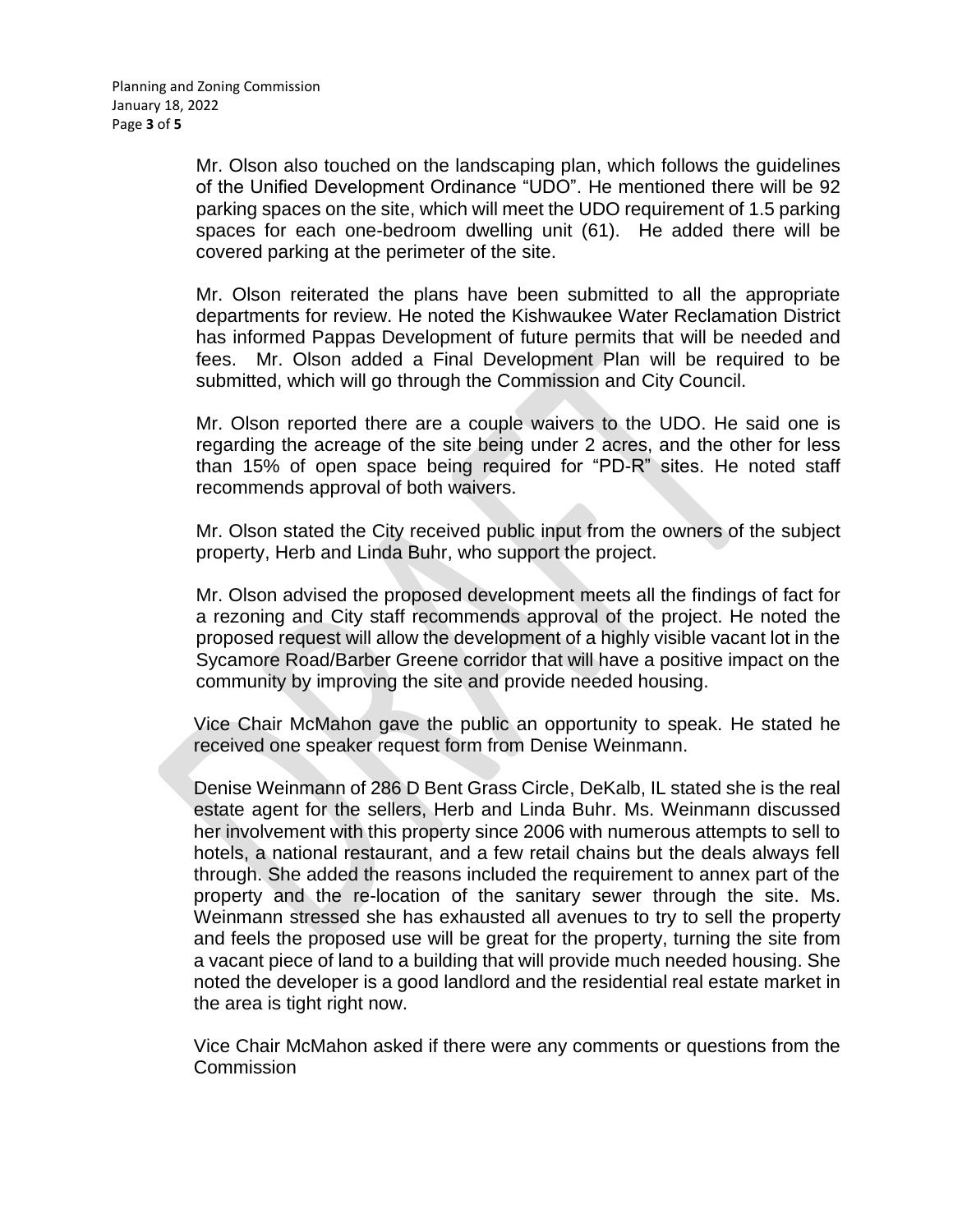Mr. Olson also touched on the landscaping plan, which follows the guidelines of the Unified Development Ordinance "UDO". He mentioned there will be 92 parking spaces on the site, which will meet the UDO requirement of 1.5 parking spaces for each one-bedroom dwelling unit (61). He added there will be covered parking at the perimeter of the site.

Mr. Olson reiterated the plans have been submitted to all the appropriate departments for review. He noted the Kishwaukee Water Reclamation District has informed Pappas Development of future permits that will be needed and fees. Mr. Olson added a Final Development Plan will be required to be submitted, which will go through the Commission and City Council.

Mr. Olson reported there are a couple waivers to the UDO. He said one is regarding the acreage of the site being under 2 acres, and the other for less than 15% of open space being required for "PD-R" sites. He noted staff recommends approval of both waivers.

Mr. Olson stated the City received public input from the owners of the subject property, Herb and Linda Buhr, who support the project.

Mr. Olson advised the proposed development meets all the findings of fact for a rezoning and City staff recommends approval of the project. He noted the proposed request will allow the development of a highly visible vacant lot in the Sycamore Road/Barber Greene corridor that will have a positive impact on the community by improving the site and provide needed housing.

Vice Chair McMahon gave the public an opportunity to speak. He stated he received one speaker request form from Denise Weinmann.

Denise Weinmann of 286 D Bent Grass Circle, DeKalb, IL stated she is the real estate agent for the sellers, Herb and Linda Buhr. Ms. Weinmann discussed her involvement with this property since 2006 with numerous attempts to sell to hotels, a national restaurant, and a few retail chains but the deals always fell through. She added the reasons included the requirement to annex part of the property and the re-location of the sanitary sewer through the site. Ms. Weinmann stressed she has exhausted all avenues to try to sell the property and feels the proposed use will be great for the property, turning the site from a vacant piece of land to a building that will provide much needed housing. She noted the developer is a good landlord and the residential real estate market in the area is tight right now.

Vice Chair McMahon asked if there were any comments or questions from the Commission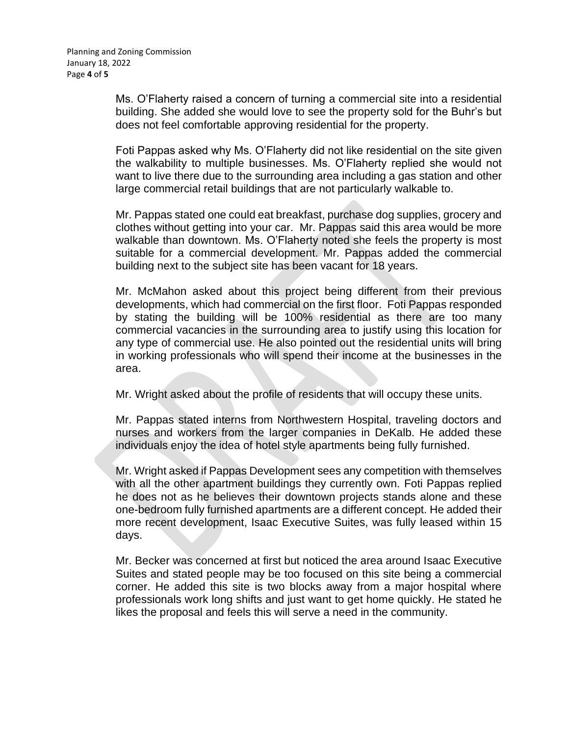Ms. O'Flaherty raised a concern of turning a commercial site into a residential building. She added she would love to see the property sold for the Buhr's but does not feel comfortable approving residential for the property.

Foti Pappas asked why Ms. O'Flaherty did not like residential on the site given the walkability to multiple businesses. Ms. O'Flaherty replied she would not want to live there due to the surrounding area including a gas station and other large commercial retail buildings that are not particularly walkable to.

Mr. Pappas stated one could eat breakfast, purchase dog supplies, grocery and clothes without getting into your car. Mr. Pappas said this area would be more walkable than downtown. Ms. O'Flaherty noted she feels the property is most suitable for a commercial development. Mr. Pappas added the commercial building next to the subject site has been vacant for 18 years.

Mr. McMahon asked about this project being different from their previous developments, which had commercial on the first floor. Foti Pappas responded by stating the building will be 100% residential as there are too many commercial vacancies in the surrounding area to justify using this location for any type of commercial use. He also pointed out the residential units will bring in working professionals who will spend their income at the businesses in the area.

Mr. Wright asked about the profile of residents that will occupy these units.

Mr. Pappas stated interns from Northwestern Hospital, traveling doctors and nurses and workers from the larger companies in DeKalb. He added these individuals enjoy the idea of hotel style apartments being fully furnished.

Mr. Wright asked if Pappas Development sees any competition with themselves with all the other apartment buildings they currently own. Foti Pappas replied he does not as he believes their downtown projects stands alone and these one-bedroom fully furnished apartments are a different concept. He added their more recent development, Isaac Executive Suites, was fully leased within 15 days.

Mr. Becker was concerned at first but noticed the area around Isaac Executive Suites and stated people may be too focused on this site being a commercial corner. He added this site is two blocks away from a major hospital where professionals work long shifts and just want to get home quickly. He stated he likes the proposal and feels this will serve a need in the community.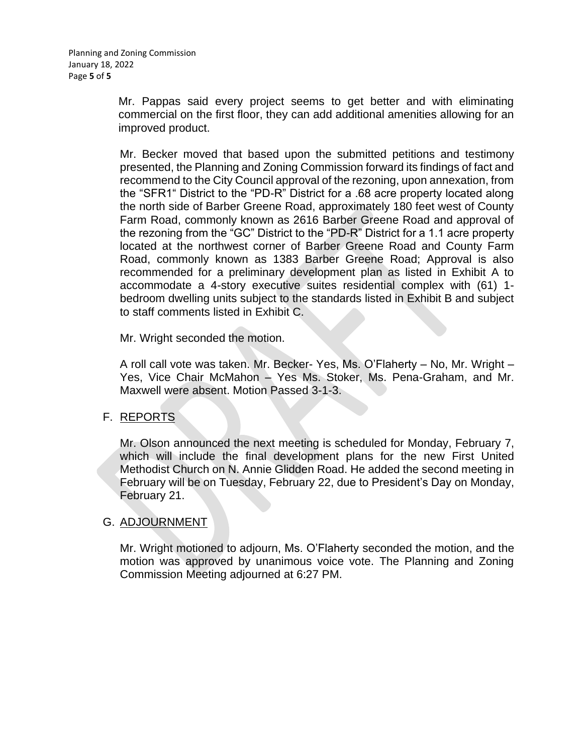Mr. Pappas said every project seems to get better and with eliminating commercial on the first floor, they can add additional amenities allowing for an improved product.

Mr. Becker moved that based upon the submitted petitions and testimony presented, the Planning and Zoning Commission forward its findings of fact and recommend to the City Council approval of the rezoning, upon annexation, from the "SFR1" District to the "PD-R" District for a .68 acre property located along the north side of Barber Greene Road, approximately 180 feet west of County Farm Road, commonly known as 2616 Barber Greene Road and approval of the rezoning from the "GC" District to the "PD-R" District for a 1.1 acre property located at the northwest corner of Barber Greene Road and County Farm Road, commonly known as 1383 Barber Greene Road; Approval is also recommended for a preliminary development plan as listed in Exhibit A to accommodate a 4-story executive suites residential complex with (61) 1-bedroom dwelling units subject to the standards listed in Exhibit B and subject to staff comments listed in Exhibit C.

Mr. Wright seconded the motion.

A roll call vote was taken. Mr. Becker- Yes, Ms. O'Flaherty – No, Mr. Wright – Yes, Vice Chair McMahon – Yes Ms. Stoker, Ms. Pena-Graham, and Mr. Maxwell were absent. Motion Passed 3-1-3.

## F. REPORTS

Mr. Olson announced the next meeting is scheduled for Monday, February 7, which will include the final development plans for the new First United Methodist Church on N. Annie Glidden Road. He added the second meeting in February will be on Tuesday, February 22, due to President's Day on Monday, February 21.

## G. ADJOURNMENT

Mr. Wright motioned to adjourn, Ms. O'Flaherty seconded the motion, and the motion was approved by unanimous voice vote. The Planning and Zoning Commission Meeting adjourned at 6:27 PM.